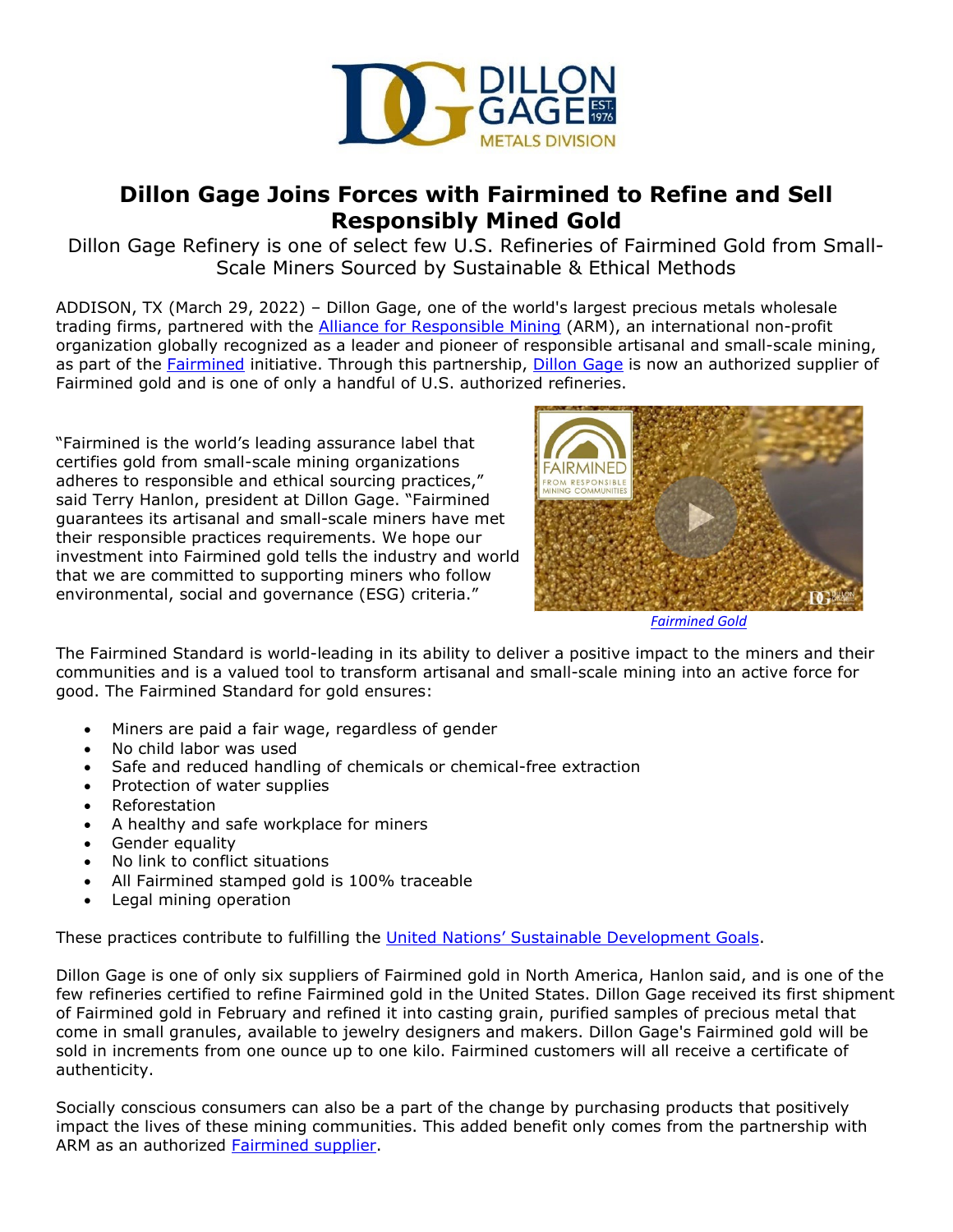# Dillon Gage Joins Forces with Fairmined to Refine and Sell Responsibly Mined Gold

Dillon Gage Refinery is one of select few U.S. Refineries of Fairmined Gold from Small-Scale Miners Sourced by Sustainable & Ethical Methods

ADDISON, TX (March 29, 2022) – Dillon Gage, one of the world's largest precious metals wholesale trading firms, partnered with the Alliance for Responsible Mining (ARM), an international non-profit organization globally recognized as a leader and pioneer of responsible artisanal and small-scale mining, as part of the Fairmined initiative. Through this partnership, Dillon Gage is now an authorized supplier of Fairmined gold and is one of only a handful of U.S. authorized refineries.

"Fairmined is the world's leading assurance label that certifies gold from small-scale mining organizations adheres to responsible and ethical sourcing practices," said Terry Hanlon, president at Dillon Gage. "Fairmined guarantees its artisanal and small-scale miners have met their responsible practices requirements. We hope our investment into Fairmined gold tells the industry and world that we are committed to supporting miners who follow environmental, social and governance (ESG) criteria."

*Fairmined Gold*

The Fairmined Standard is world-leading in its ability to deliver a positive impact to the miners and their communities and is a valued tool to transform artisanal and small-scale mining into an active force for good. The Fairmined Standard for gold ensures:

- Miners are paid a fair wage, regardless of gender
- No child labor was used
- Safe and reduced handling of chemicals or chemical-free extraction
- Protection of water supplies
- Reforestation
- A healthy and safe workplace for miners
- Gender equality
- No link to conflict situations
- All Fairmined stamped gold is 100% traceable
- Legal mining operation

These practices contribute to fulfilling the United Nations' Sustainable Development Goals.

Dillon Gage is one of only six suppliers of Fairmined gold in North America, Hanlon said, and is one of the few refineries certified to refine Fairmined gold in the United States. Dillon Gage received its first shipment of Fairmined gold in February and refined it into casting grain, purified samples of precious metal that come in small granules, available to jewelry designers and makers. Dillon Gage's Fairmined gold will be sold in increments from one ounce up to one kilo. Fairmined customers will all receive a certificate of authenticity.

Socially conscious consumers can also be a part of the change by purchasing products that positively impact the lives of these mining communities. This added benefit only comes from the partnership with ARM as an authorized Fairmined supplier.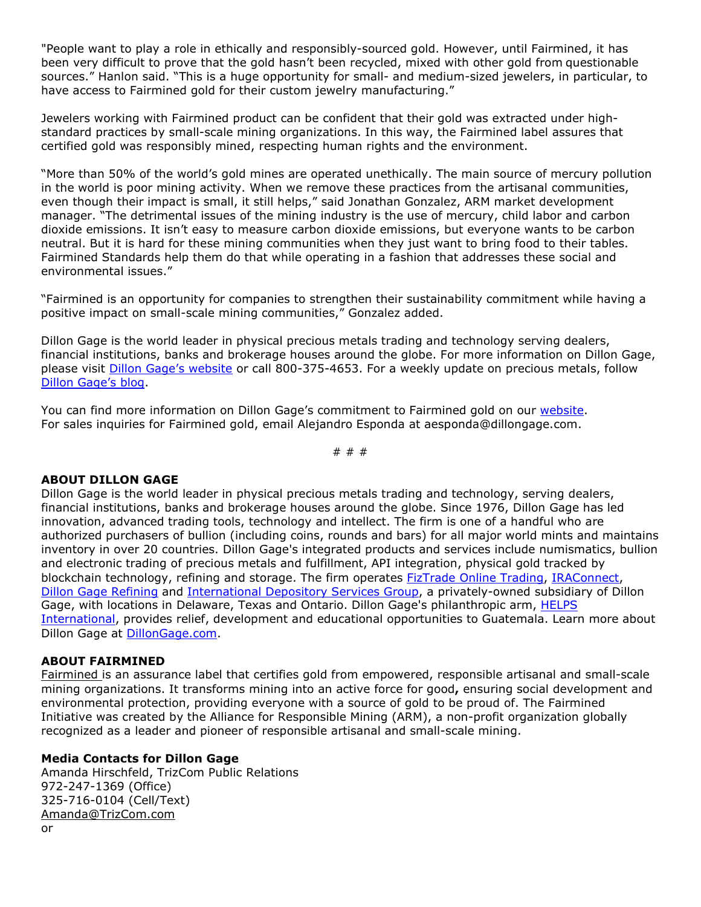"People want to play a role in ethically and responsibly-sourced gold. However, until Fairmined, it has been very difficult to prove that the gold hasn't been recycled, mixed with other gold from questionable sources." Hanlon said. "This is a huge opportunity for small- and medium-sized jewelers, in particular, to have access to Fairmined gold for their custom jewelry manufacturing."

Jewelers working with Fairmined product can be confident that their gold was extracted under high-standard practices by small-scale mining organizations. In this way, the Fairmined label assures that certified gold was responsibly mined, respecting human rights and the environment.

"More than 50% of the world's gold mines are operated unethically. The main source of mercury pollution in the world is poor mining activity. When we remove these practices from the artisanal communities, even though their impact is small, it still helps," said Jonathan Gonzalez, ARM market development manager. "The detrimental issues of the mining industry is the use of mercury, child labor and carbon dioxide emissions. It isn't easy to measure carbon dioxide emissions, but everyone wants to be carbon neutral. But it is hard for these mining communities when they just want to bring food to their tables. Fairmined Standards help them do that while operating in a fashion that addresses these social and environmental issues."

"Fairmined is an opportunity for companies to strengthen their sustainability commitment while having a positive impact on small-scale mining communities," Gonzalez added.

Dillon Gage is the world leader in physical precious metals trading and technology serving dealers, financial institutions, banks and brokerage houses around the globe. For more information on Dillon Gage, please visit [Dillon Gage's website] or call 800-375-4653. For a weekly update on precious metals, follow [Dillon Gage's blog].

You can find more information on Dillon Gage's commitment to Fairmined gold on our [website].
For sales inquiries for Fairmined gold, email Alejandro Esponda at aesponda@dillongage.com.

# # #

**ABOUT DILLON GAGE**
Dillon Gage is the world leader in physical precious metals trading and technology, serving dealers, financial institutions, banks and brokerage houses around the globe. Since 1976, Dillon Gage has led innovation, advanced trading tools, technology and intellect. The firm is one of a handful who are authorized purchasers of bullion (including coins, rounds and bars) for all major world mints and maintains inventory in over 20 countries. Dillon Gage's integrated products and services include numismatics, bullion and electronic trading of precious metals and fulfillment, API integration, physical gold tracked by blockchain technology, refining and storage. The firm operates FizTrade Online Trading, IRAConnect, Dillon Gage Refining and International Depository Services Group, a privately-owned subsidiary of Dillon Gage, with locations in Delaware, Texas and Ontario. Dillon Gage's philanthropic arm, HELPS International, provides relief, development and educational opportunities to Guatemala. Learn more about Dillon Gage at DillonGage.com.

**ABOUT FAIRMINED**
Fairmined is an assurance label that certifies gold from empowered, responsible artisanal and small-scale mining organizations. It transforms mining into an active force for good**,** ensuring social development and environmental protection, providing everyone with a source of gold to be proud of. The Fairmined Initiative was created by the Alliance for Responsible Mining (ARM), a non-profit organization globally recognized as a leader and pioneer of responsible artisanal and small-scale mining.

**Media Contacts for Dillon Gage**
Amanda Hirschfeld, TrizCom Public Relations
972-247-1369 (Office)
325-716-0104 (Cell/Text)
Amanda@TrizCom.com
or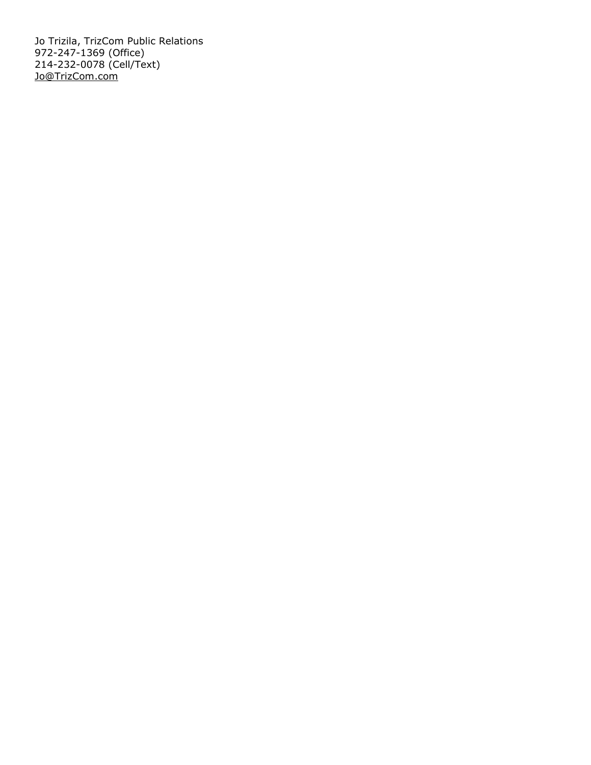Jo Trizila, TrizCom Public Relations
972-247-1369 (Office)
214-232-0078 (Cell/Text)
Jo@TrizCom.com